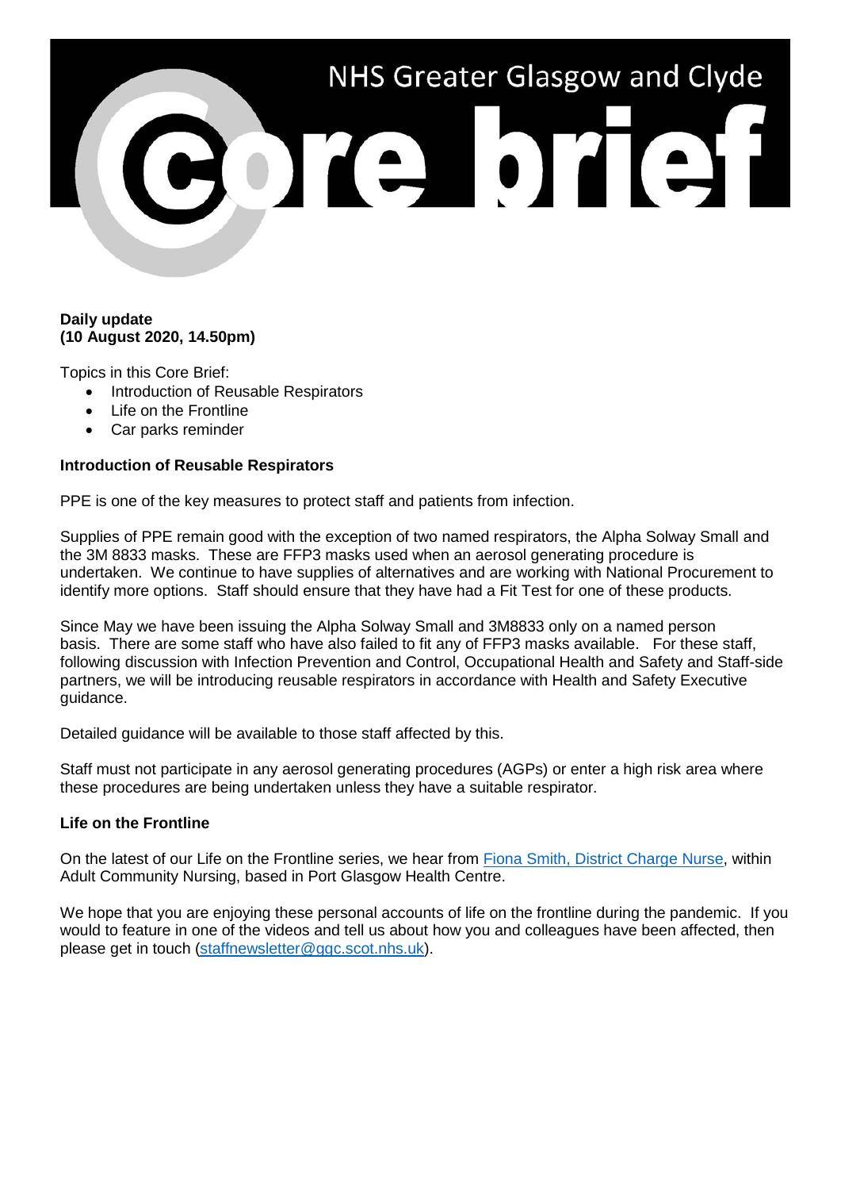# NHS Greater Glasgow and Clyde Core brief

**Daily update**
**(10 August 2020, 14.50pm)**

Topics in this Core Brief:

- Introduction of Reusable Respirators
- Life on the Frontline
- Car parks reminder

**Introduction of Reusable Respirators**

PPE is one of the key measures to protect staff and patients from infection.

Supplies of PPE remain good with the exception of two named respirators, the Alpha Solway Small and the 3M 8833 masks. These are FFP3 masks used when an aerosol generating procedure is undertaken. We continue to have supplies of alternatives and are working with National Procurement to identify more options. Staff should ensure that they have had a Fit Test for one of these products.

Since May we have been issuing the Alpha Solway Small and 3M8833 only on a named person basis. There are some staff who have also failed to fit any of FFP3 masks available. For these staff, following discussion with Infection Prevention and Control, Occupational Health and Safety and Staff-side partners, we will be introducing reusable respirators in accordance with Health and Safety Executive guidance.

Detailed guidance will be available to those staff affected by this.

Staff must not participate in any aerosol generating procedures (AGPs) or enter a high risk area where these procedures are being undertaken unless they have a suitable respirator.

**Life on the Frontline**

On the latest of our Life on the Frontline series, we hear from Fiona Smith, District Charge Nurse, within Adult Community Nursing, based in Port Glasgow Health Centre.

We hope that you are enjoying these personal accounts of life on the frontline during the pandemic. If you would to feature in one of the videos and tell us about how you and colleagues have been affected, then please get in touch (staffnewsletter@ggc.scot.nhs.uk).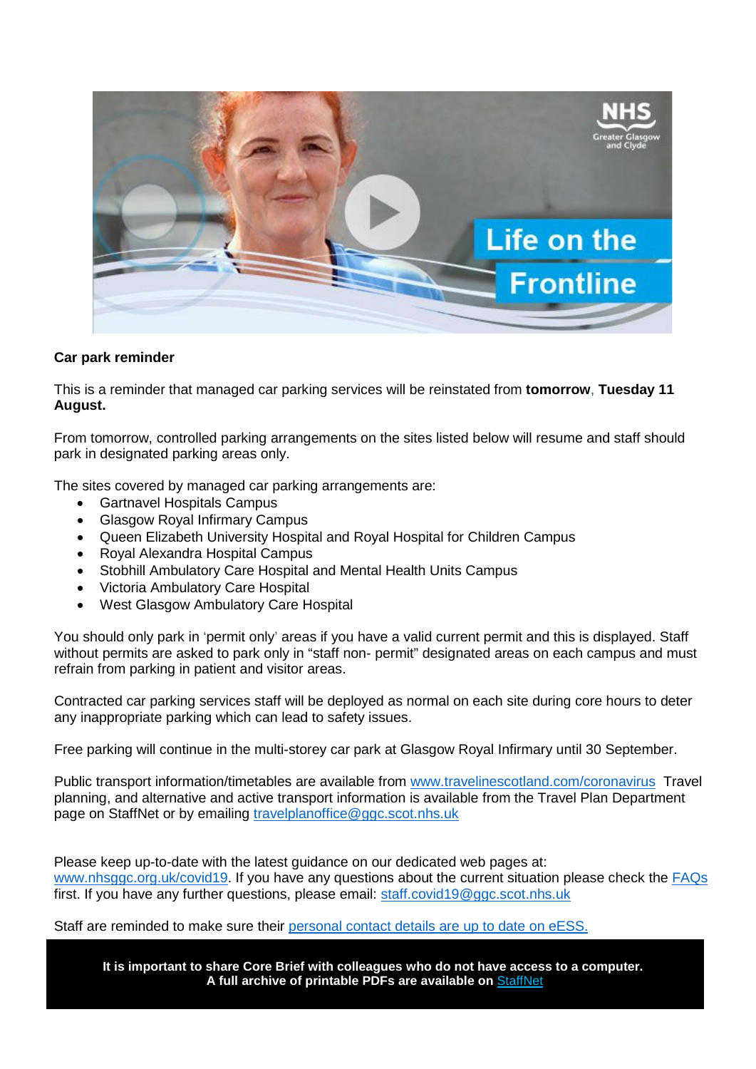**Car park reminder**

This is a reminder that managed car parking services will be reinstated from **tomorrow**, **Tuesday 11 August.**

From tomorrow, controlled parking arrangements on the sites listed below will resume and staff should park in designated parking areas only.

The sites covered by managed car parking arrangements are:

- Gartnavel Hospitals Campus
- Glasgow Royal Infirmary Campus
- Queen Elizabeth University Hospital and Royal Hospital for Children Campus
- Royal Alexandra Hospital Campus
- Stobhill Ambulatory Care Hospital and Mental Health Units Campus
- Victoria Ambulatory Care Hospital
- West Glasgow Ambulatory Care Hospital

You should only park in 'permit only' areas if you have a valid current permit and this is displayed. Staff without permits are asked to park only in "staff non- permit" designated areas on each campus and must refrain from parking in patient and visitor areas.

Contracted car parking services staff will be deployed as normal on each site during core hours to deter any inappropriate parking which can lead to safety issues.

Free parking will continue in the multi-storey car park at Glasgow Royal Infirmary until 30 September.

Public transport information/timetables are available from www.travelinescotland.com/coronavirus Travel planning, and alternative and active transport information is available from the Travel Plan Department page on StaffNet or by emailing travelplanoffice@ggc.scot.nhs.uk

Please keep up-to-date with the latest guidance on our dedicated web pages at: www.nhsggc.org.uk/covid19. If you have any questions about the current situation please check the FAQs first. If you have any further questions, please email: staff.covid19@ggc.scot.nhs.uk

Staff are reminded to make sure their personal contact details are up to date on eESS.

**It is important to share Core Brief with colleagues who do not have access to a computer.**
**A full archive of printable PDFs are available on** StaffNet